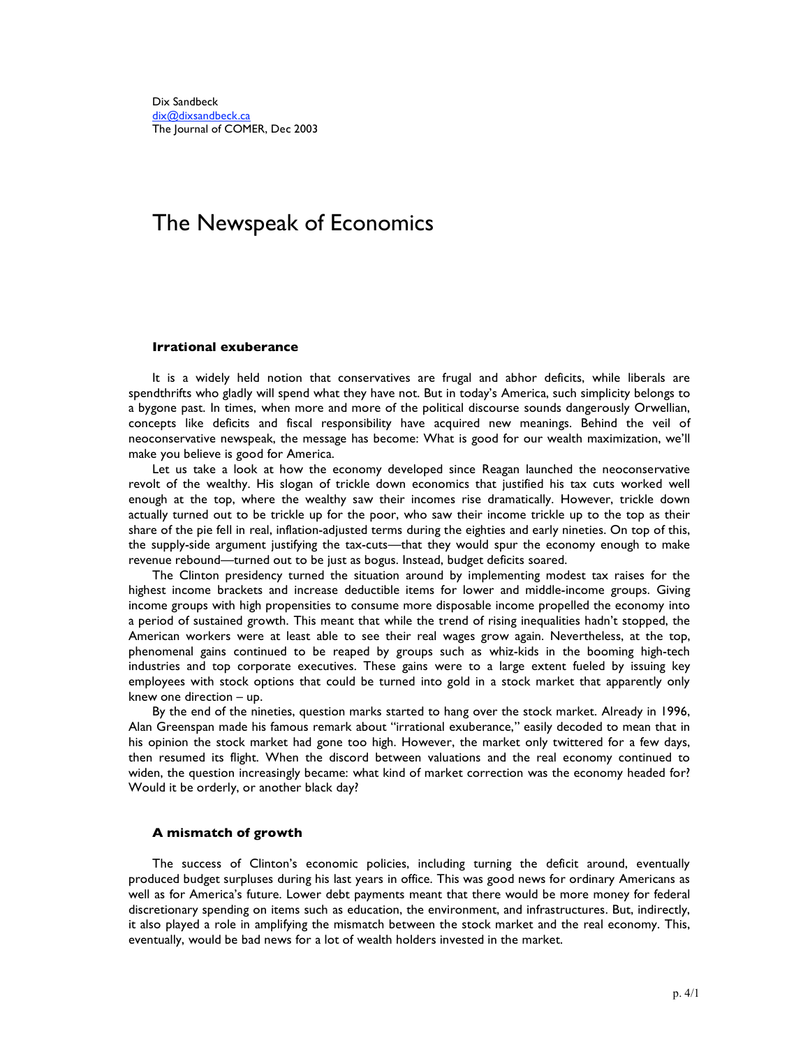Dix Sandbeck
dix@dixsandbeck.ca
The Journal of COMER, Dec 2003

# The Newspeak of Economics

### Irrational exuberance

It is a widely held notion that conservatives are frugal and abhor deficits, while liberals are spendthrifts who gladly will spend what they have not. But in today's America, such simplicity belongs to a bygone past. In times, when more and more of the political discourse sounds dangerously Orwellian, concepts like deficits and fiscal responsibility have acquired new meanings. Behind the veil of neoconservative newspeak, the message has become: What is good for our wealth maximization, we'll make you believe is good for America.

Let us take a look at how the economy developed since Reagan launched the neoconservative revolt of the wealthy. His slogan of trickle down economics that justified his tax cuts worked well enough at the top, where the wealthy saw their incomes rise dramatically. However, trickle down actually turned out to be trickle up for the poor, who saw their income trickle up to the top as their share of the pie fell in real, inflation-adjusted terms during the eighties and early nineties. On top of this, the supply-side argument justifying the tax-cuts—that they would spur the economy enough to make revenue rebound—turned out to be just as bogus. Instead, budget deficits soared.

The Clinton presidency turned the situation around by implementing modest tax raises for the highest income brackets and increase deductible items for lower and middle-income groups. Giving income groups with high propensities to consume more disposable income propelled the economy into a period of sustained growth. This meant that while the trend of rising inequalities hadn't stopped, the American workers were at least able to see their real wages grow again. Nevertheless, at the top, phenomenal gains continued to be reaped by groups such as whiz-kids in the booming high-tech industries and top corporate executives. These gains were to a large extent fueled by issuing key employees with stock options that could be turned into gold in a stock market that apparently only knew one direction – up.

By the end of the nineties, question marks started to hang over the stock market. Already in 1996, Alan Greenspan made his famous remark about "irrational exuberance," easily decoded to mean that in his opinion the stock market had gone too high. However, the market only twittered for a few days, then resumed its flight. When the discord between valuations and the real economy continued to widen, the question increasingly became: what kind of market correction was the economy headed for? Would it be orderly, or another black day?

### A mismatch of growth

The success of Clinton's economic policies, including turning the deficit around, eventually produced budget surpluses during his last years in office. This was good news for ordinary Americans as well as for America's future. Lower debt payments meant that there would be more money for federal discretionary spending on items such as education, the environment, and infrastructures. But, indirectly, it also played a role in amplifying the mismatch between the stock market and the real economy. This, eventually, would be bad news for a lot of wealth holders invested in the market.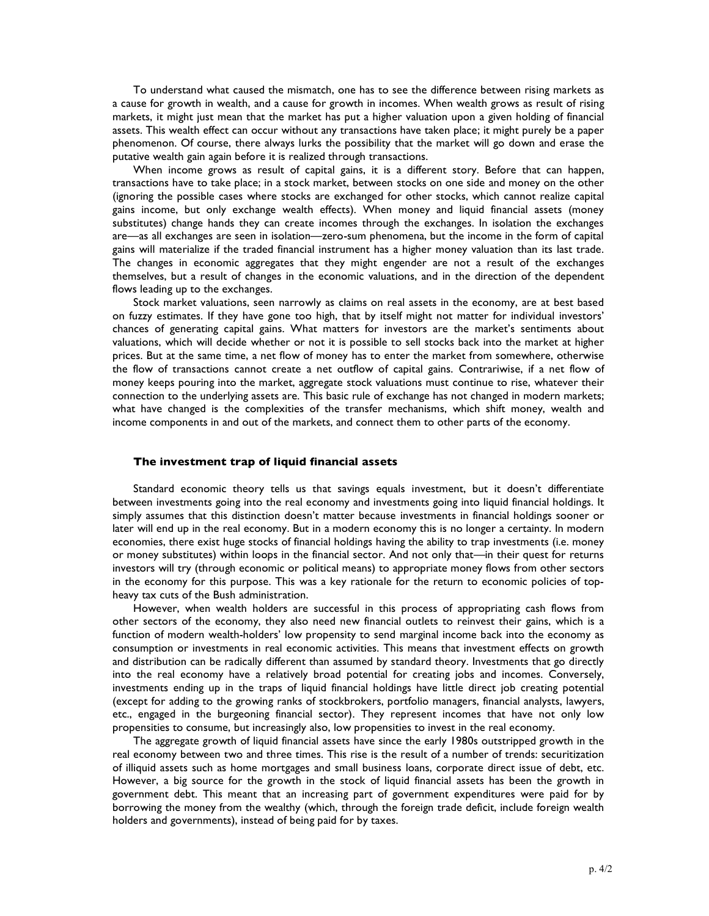To understand what caused the mismatch, one has to see the difference between rising markets as a cause for growth in wealth, and a cause for growth in incomes. When wealth grows as result of rising markets, it might just mean that the market has put a higher valuation upon a given holding of financial assets. This wealth effect can occur without any transactions have taken place; it might purely be a paper phenomenon. Of course, there always lurks the possibility that the market will go down and erase the putative wealth gain again before it is realized through transactions.

When income grows as result of capital gains, it is a different story. Before that can happen, transactions have to take place; in a stock market, between stocks on one side and money on the other (ignoring the possible cases where stocks are exchanged for other stocks, which cannot realize capital gains income, but only exchange wealth effects). When money and liquid financial assets (money substitutes) change hands they can create incomes through the exchanges. In isolation the exchanges are—as all exchanges are seen in isolation—zero-sum phenomena, but the income in the form of capital gains will materialize if the traded financial instrument has a higher money valuation than its last trade. The changes in economic aggregates that they might engender are not a result of the exchanges themselves, but a result of changes in the economic valuations, and in the direction of the dependent flows leading up to the exchanges.

Stock market valuations, seen narrowly as claims on real assets in the economy, are at best based on fuzzy estimates. If they have gone too high, that by itself might not matter for individual investors' chances of generating capital gains. What matters for investors are the market's sentiments about valuations, which will decide whether or not it is possible to sell stocks back into the market at higher prices. But at the same time, a net flow of money has to enter the market from somewhere, otherwise the flow of transactions cannot create a net outflow of capital gains. Contrariwise, if a net flow of money keeps pouring into the market, aggregate stock valuations must continue to rise, whatever their connection to the underlying assets are. This basic rule of exchange has not changed in modern markets; what have changed is the complexities of the transfer mechanisms, which shift money, wealth and income components in and out of the markets, and connect them to other parts of the economy.

### The investment trap of liquid financial assets

Standard economic theory tells us that savings equals investment, but it doesn't differentiate between investments going into the real economy and investments going into liquid financial holdings. It simply assumes that this distinction doesn't matter because investments in financial holdings sooner or later will end up in the real economy. But in a modern economy this is no longer a certainty. In modern economies, there exist huge stocks of financial holdings having the ability to trap investments (i.e. money or money substitutes) within loops in the financial sector. And not only that—in their quest for returns investors will try (through economic or political means) to appropriate money flows from other sectors in the economy for this purpose. This was a key rationale for the return to economic policies of top-heavy tax cuts of the Bush administration.

However, when wealth holders are successful in this process of appropriating cash flows from other sectors of the economy, they also need new financial outlets to reinvest their gains, which is a function of modern wealth-holders' low propensity to send marginal income back into the economy as consumption or investments in real economic activities. This means that investment effects on growth and distribution can be radically different than assumed by standard theory. Investments that go directly into the real economy have a relatively broad potential for creating jobs and incomes. Conversely, investments ending up in the traps of liquid financial holdings have little direct job creating potential (except for adding to the growing ranks of stockbrokers, portfolio managers, financial analysts, lawyers, etc., engaged in the burgeoning financial sector). They represent incomes that have not only low propensities to consume, but increasingly also, low propensities to invest in the real economy.

The aggregate growth of liquid financial assets have since the early 1980s outstripped growth in the real economy between two and three times. This rise is the result of a number of trends: securitization of illiquid assets such as home mortgages and small business loans, corporate direct issue of debt, etc. However, a big source for the growth in the stock of liquid financial assets has been the growth in government debt. This meant that an increasing part of government expenditures were paid for by borrowing the money from the wealthy (which, through the foreign trade deficit, include foreign wealth holders and governments), instead of being paid for by taxes.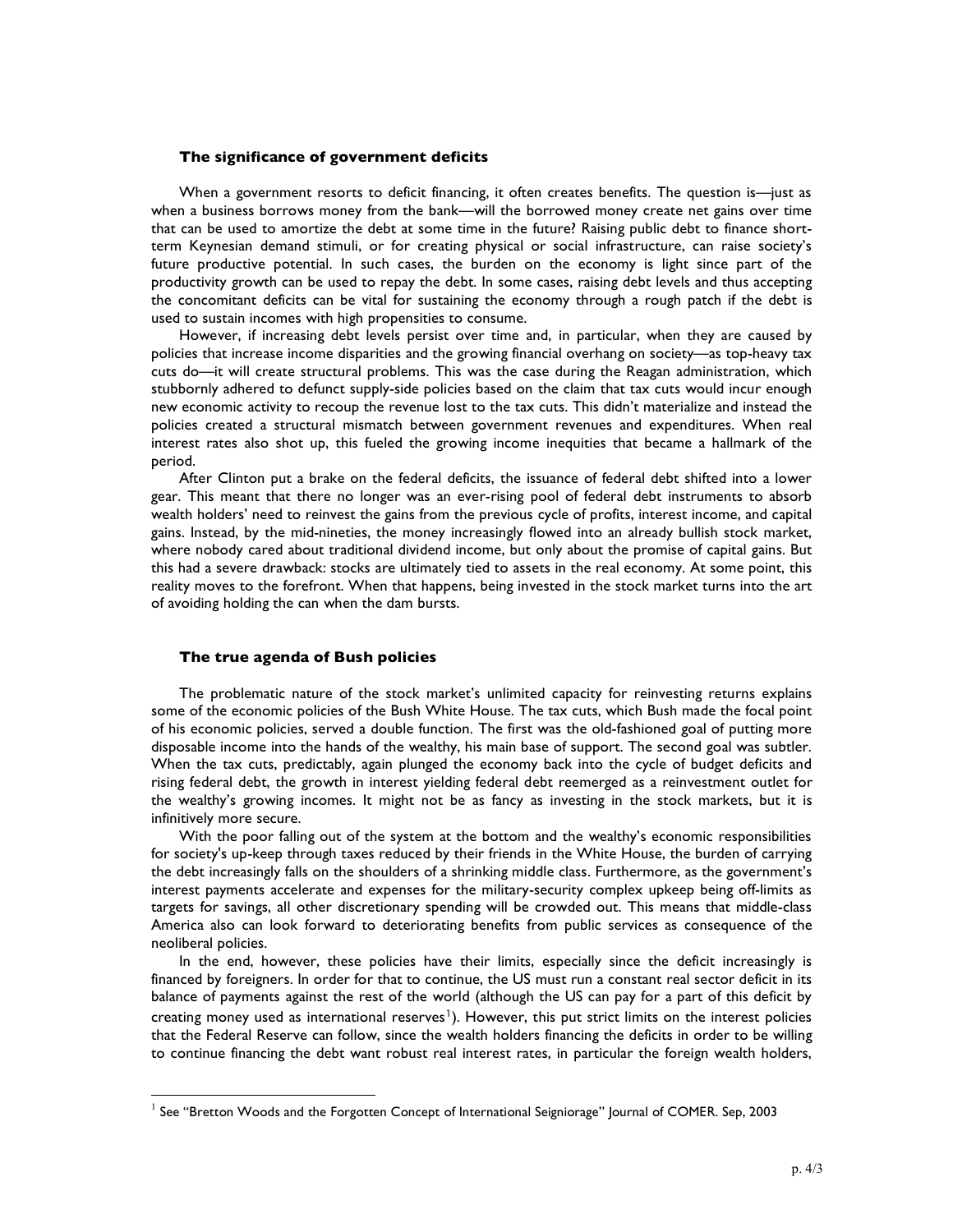### The significance of government deficits

When a government resorts to deficit financing, it often creates benefits. The question is—just as when a business borrows money from the bank—will the borrowed money create net gains over time that can be used to amortize the debt at some time in the future? Raising public debt to finance short-term Keynesian demand stimuli, or for creating physical or social infrastructure, can raise society's future productive potential. In such cases, the burden on the economy is light since part of the productivity growth can be used to repay the debt. In some cases, raising debt levels and thus accepting the concomitant deficits can be vital for sustaining the economy through a rough patch if the debt is used to sustain incomes with high propensities to consume.

However, if increasing debt levels persist over time and, in particular, when they are caused by policies that increase income disparities and the growing financial overhang on society—as top-heavy tax cuts do—it will create structural problems. This was the case during the Reagan administration, which stubbornly adhered to defunct supply-side policies based on the claim that tax cuts would incur enough new economic activity to recoup the revenue lost to the tax cuts. This didn't materialize and instead the policies created a structural mismatch between government revenues and expenditures. When real interest rates also shot up, this fueled the growing income inequities that became a hallmark of the period.

After Clinton put a brake on the federal deficits, the issuance of federal debt shifted into a lower gear. This meant that there no longer was an ever-rising pool of federal debt instruments to absorb wealth holders' need to reinvest the gains from the previous cycle of profits, interest income, and capital gains. Instead, by the mid-nineties, the money increasingly flowed into an already bullish stock market, where nobody cared about traditional dividend income, but only about the promise of capital gains. But this had a severe drawback: stocks are ultimately tied to assets in the real economy. At some point, this reality moves to the forefront. When that happens, being invested in the stock market turns into the art of avoiding holding the can when the dam bursts.

### The true agenda of Bush policies

The problematic nature of the stock market's unlimited capacity for reinvesting returns explains some of the economic policies of the Bush White House. The tax cuts, which Bush made the focal point of his economic policies, served a double function. The first was the old-fashioned goal of putting more disposable income into the hands of the wealthy, his main base of support. The second goal was subtler. When the tax cuts, predictably, again plunged the economy back into the cycle of budget deficits and rising federal debt, the growth in interest yielding federal debt reemerged as a reinvestment outlet for the wealthy's growing incomes. It might not be as fancy as investing in the stock markets, but it is infinitively more secure.

With the poor falling out of the system at the bottom and the wealthy's economic responsibilities for society's up-keep through taxes reduced by their friends in the White House, the burden of carrying the debt increasingly falls on the shoulders of a shrinking middle class. Furthermore, as the government's interest payments accelerate and expenses for the military-security complex upkeep being off-limits as targets for savings, all other discretionary spending will be crowded out. This means that middle-class America also can look forward to deteriorating benefits from public services as consequence of the neoliberal policies.

In the end, however, these policies have their limits, especially since the deficit increasingly is financed by foreigners. In order for that to continue, the US must run a constant real sector deficit in its balance of payments against the rest of the world (although the US can pay for a part of this deficit by creating money used as international reserves[1]). However, this put strict limits on the interest policies that the Federal Reserve can follow, since the wealth holders financing the deficits in order to be willing to continue financing the debt want robust real interest rates, in particular the foreign wealth holders,

[1] See "Bretton Woods and the Forgotten Concept of International Seigniorage" Journal of COMER. Sep, 2003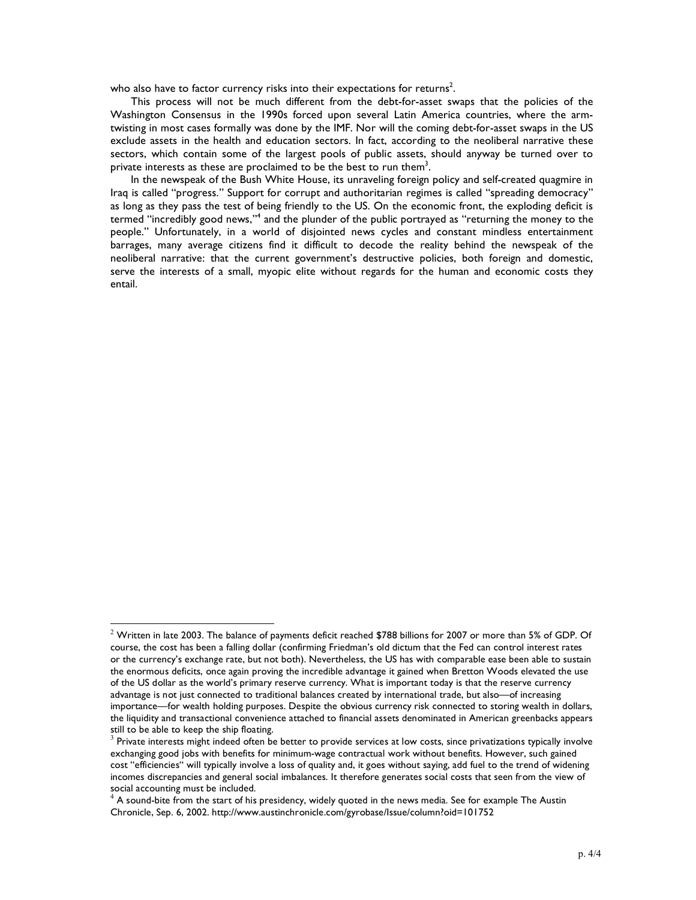who also have to factor currency risks into their expectations for returns[2].

This process will not be much different from the debt-for-asset swaps that the policies of the Washington Consensus in the 1990s forced upon several Latin America countries, where the arm-twisting in most cases formally was done by the IMF. Nor will the coming debt-for-asset swaps in the US exclude assets in the health and education sectors. In fact, according to the neoliberal narrative these sectors, which contain some of the largest pools of public assets, should anyway be turned over to private interests as these are proclaimed to be the best to run them[3].

In the newspeak of the Bush White House, its unraveling foreign policy and self-created quagmire in Iraq is called "progress." Support for corrupt and authoritarian regimes is called "spreading democracy" as long as they pass the test of being friendly to the US. On the economic front, the exploding deficit is termed "incredibly good news,"[4] and the plunder of the public portrayed as "returning the money to the people." Unfortunately, in a world of disjointed news cycles and constant mindless entertainment barrages, many average citizens find it difficult to decode the reality behind the newspeak of the neoliberal narrative: that the current government's destructive policies, both foreign and domestic, serve the interests of a small, myopic elite without regards for the human and economic costs they entail.

---

[2] Written in late 2003. The balance of payments deficit reached $788 billions for 2007 or more than 5% of GDP. Of course, the cost has been a falling dollar (confirming Friedman's old dictum that the Fed can control interest rates or the currency's exchange rate, but not both). Nevertheless, the US has with comparable ease been able to sustain the enormous deficits, once again proving the incredible advantage it gained when Bretton Woods elevated the use of the US dollar as the world's primary reserve currency. What is important today is that the reserve currency advantage is not just connected to traditional balances created by international trade, but also—of increasing importance—for wealth holding purposes. Despite the obvious currency risk connected to storing wealth in dollars, the liquidity and transactional convenience attached to financial assets denominated in American greenbacks appears still to be able to keep the ship floating.

[3] Private interests might indeed often be better to provide services at low costs, since privatizations typically involve exchanging good jobs with benefits for minimum-wage contractual work without benefits. However, such gained cost "efficiencies" will typically involve a loss of quality and, it goes without saying, add fuel to the trend of widening incomes discrepancies and general social imbalances. It therefore generates social costs that seen from the view of social accounting must be included.

[4] A sound-bite from the start of his presidency, widely quoted in the news media. See for example The Austin Chronicle, Sep. 6, 2002. http://www.austinchronicle.com/gyrobase/Issue/column?oid=101752